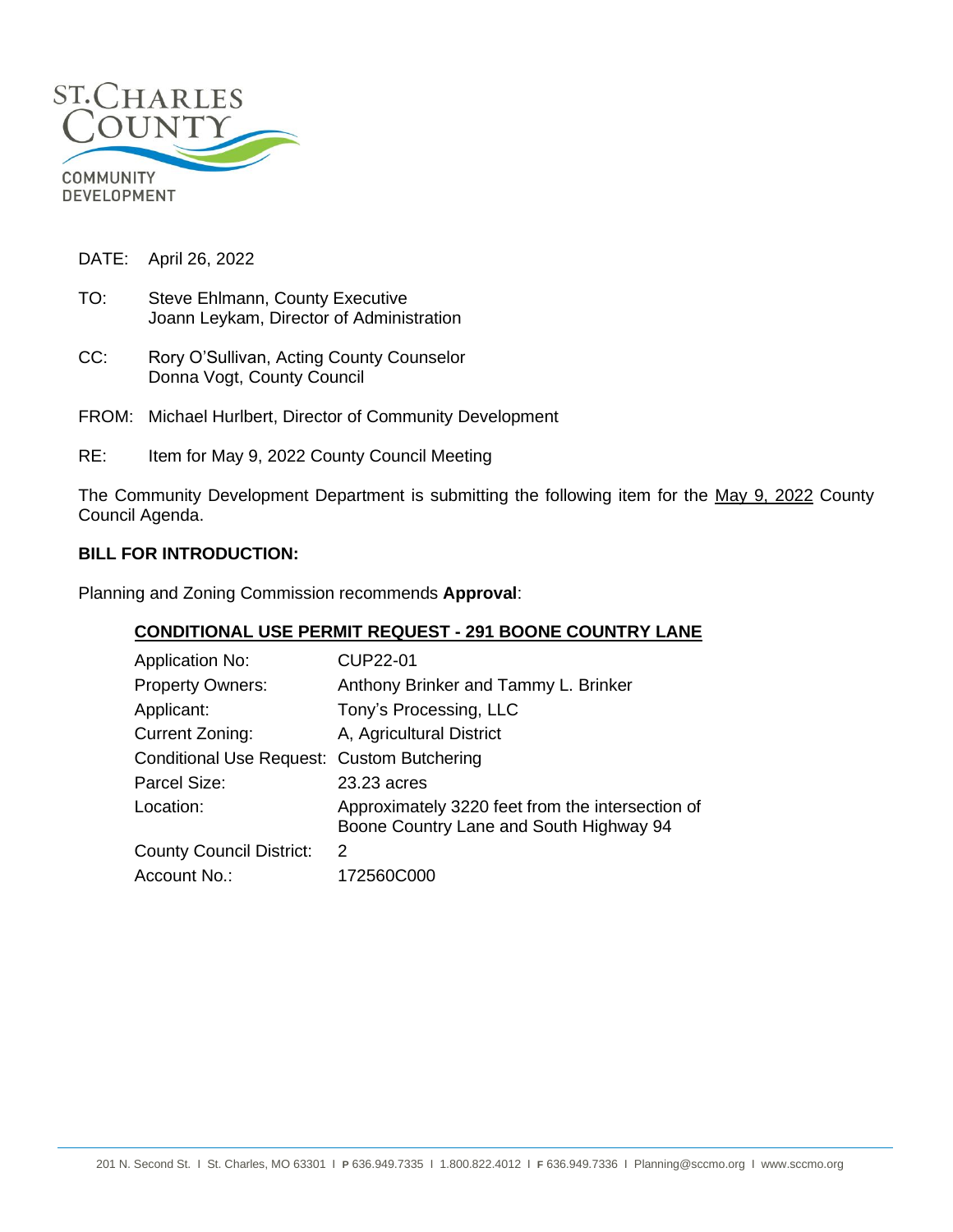ST. CHARLES COUNTY
COMMUNITY DEVELOPMENT

DATE: April 26, 2022

TO: Steve Ehlmann, County Executive
Joann Leykam, Director of Administration

CC: Rory O'Sullivan, Acting County Counselor
Donna Vogt, County Council

FROM: Michael Hurlbert, Director of Community Development

RE: Item for May 9, 2022 County Council Meeting

The Community Development Department is submitting the following item for the May 9, 2022 County Council Agenda.

**BILL FOR INTRODUCTION:**

Planning and Zoning Commission recommends **Approval**:

**CONDITIONAL USE PERMIT REQUEST - 291 BOONE COUNTRY LANE**

| | |
|---|---|
| Application No: | CUP22-01 |
| Property Owners: | Anthony Brinker and Tammy L. Brinker |
| Applicant: | Tony's Processing, LLC |
| Current Zoning: | A, Agricultural District |
| Conditional Use Request: | Custom Butchering |
| Parcel Size: | 23.23 acres |
| Location: | Approximately 3220 feet from the intersection of Boone Country Lane and South Highway 94 |
| County Council District: | 2 |
| Account No.: | 172560C000 |

201 N. Second St. I St. Charles, MO 63301 I P 636.949.7335 I 1.800.822.4012 I F 636.949.7336 I Planning@sccmo.org I www.sccmo.org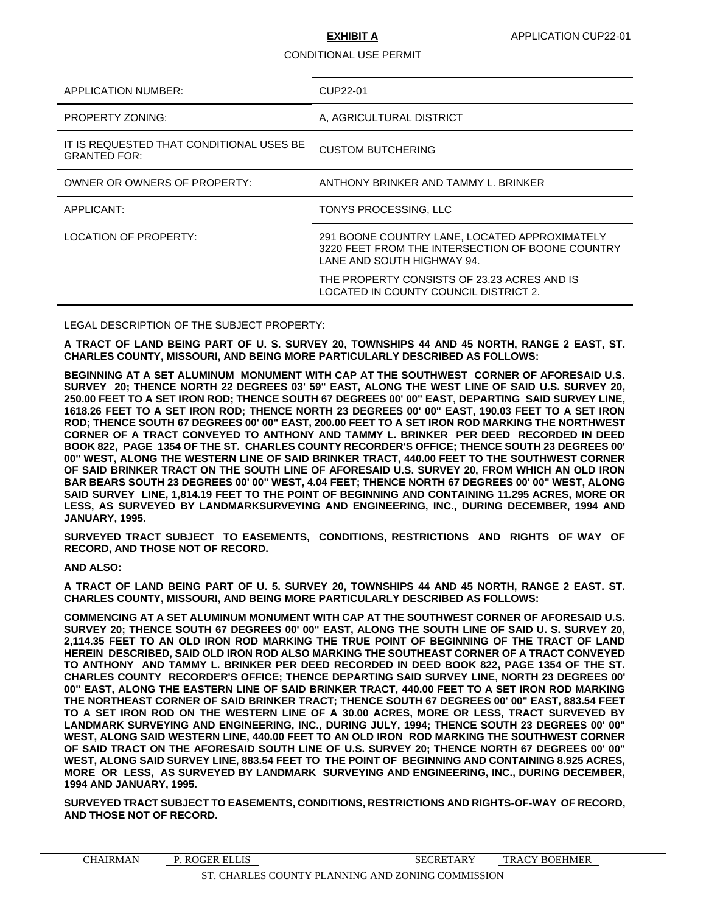**EXHIBIT A** APPLICATION CUP22-01

CONDITIONAL USE PERMIT

| | |
|---|---|
| APPLICATION NUMBER: | CUP22-01 |
| PROPERTY ZONING: | A, AGRICULTURAL DISTRICT |
| IT IS REQUESTED THAT CONDITIONAL USES BE GRANTED FOR: | CUSTOM BUTCHERING |
| OWNER OR OWNERS OF PROPERTY: | ANTHONY BRINKER AND TAMMY L. BRINKER |
| APPLICANT: | TONYS PROCESSING, LLC |
| LOCATION OF PROPERTY: | 291 BOONE COUNTRY LANE, LOCATED APPROXIMATELY 3220 FEET FROM THE INTERSECTION OF BOONE COUNTRY LANE AND SOUTH HIGHWAY 94.<br><br>THE PROPERTY CONSISTS OF 23.23 ACRES AND IS LOCATED IN COUNTY COUNCIL DISTRICT 2. |

LEGAL DESCRIPTION OF THE SUBJECT PROPERTY:

**A TRACT OF LAND BEING PART OF U. S. SURVEY 20, TOWNSHIPS 44 AND 45 NORTH, RANGE 2 EAST, ST. CHARLES COUNTY, MISSOURI, AND BEING MORE PARTICULARLY DESCRIBED AS FOLLOWS:**

**BEGINNING AT A SET ALUMINUM MONUMENT WITH CAP AT THE SOUTHWEST CORNER OF AFORESAID U.S. SURVEY 20; THENCE NORTH 22 DEGREES 03' 59" EAST, ALONG THE WEST LINE OF SAID U.S. SURVEY 20, 250.00 FEET TO A SET IRON ROD; THENCE SOUTH 67 DEGREES 00' 00" EAST, DEPARTING SAID SURVEY LINE, 1618.26 FEET TO A SET IRON ROD; THENCE NORTH 23 DEGREES 00' 00" EAST, 190.03 FEET TO A SET IRON ROD; THENCE SOUTH 67 DEGREES 00' 00" EAST, 200.00 FEET TO A SET IRON ROD MARKING THE NORTHWEST CORNER OF A TRACT CONVEYED TO ANTHONY AND TAMMY L. BRINKER PER DEED RECORDED IN DEED BOOK 822, PAGE 1354 OF THE ST. CHARLES COUNTY RECORDER'S OFFICE; THENCE SOUTH 23 DEGREES 00' 00" WEST, ALONG THE WESTERN LINE OF SAID BRINKER TRACT, 440.00 FEET TO THE SOUTHWEST CORNER OF SAID BRINKER TRACT ON THE SOUTH LINE OF AFORESAID U.S. SURVEY 20, FROM WHICH AN OLD IRON BAR BEARS SOUTH 23 DEGREES 00' 00" WEST, 4.04 FEET; THENCE NORTH 67 DEGREES 00' 00" WEST, ALONG SAID SURVEY LINE, 1,814.19 FEET TO THE POINT OF BEGINNING AND CONTAINING 11.295 ACRES, MORE OR LESS, AS SURVEYED BY LANDMARKSURVEYING AND ENGINEERING, INC., DURING DECEMBER, 1994 AND JANUARY, 1995.**

**SURVEYED TRACT SUBJECT TO EASEMENTS, CONDITIONS, RESTRICTIONS AND RIGHTS OF WAY OF RECORD, AND THOSE NOT OF RECORD.**

**AND ALSO:**

**A TRACT OF LAND BEING PART OF U. 5. SURVEY 20, TOWNSHIPS 44 AND 45 NORTH, RANGE 2 EAST. ST. CHARLES COUNTY, MISSOURI, AND BEING MORE PARTICULARLY DESCRIBED AS FOLLOWS:**

**COMMENCING AT A SET ALUMINUM MONUMENT WITH CAP AT THE SOUTHWEST CORNER OF AFORESAID U.S. SURVEY 20; THENCE SOUTH 67 DEGREES 00' 00" EAST, ALONG THE SOUTH LINE OF SAID U. S. SURVEY 20, 2,114.35 FEET TO AN OLD IRON ROD MARKING THE TRUE POINT OF BEGINNING OF THE TRACT OF LAND HEREIN DESCRIBED, SAID OLD IRON ROD ALSO MARKING THE SOUTHEAST CORNER OF A TRACT CONVEYED TO ANTHONY AND TAMMY L. BRINKER PER DEED RECORDED IN DEED BOOK 822, PAGE 1354 OF THE ST. CHARLES COUNTY RECORDER'S OFFICE; THENCE DEPARTING SAID SURVEY LINE, NORTH 23 DEGREES 00' 00" EAST, ALONG THE EASTERN LINE OF SAID BRINKER TRACT, 440.00 FEET TO A SET IRON ROD MARKING THE NORTHEAST CORNER OF SAID BRINKER TRACT; THENCE SOUTH 67 DEGREES 00' 00" EAST, 883.54 FEET TO A SET IRON ROD ON THE WESTERN LINE OF A 30.00 ACRES, MORE OR LESS, TRACT SURVEYED BY LANDMARK SURVEYING AND ENGINEERING, INC., DURING JULY, 1994; THENCE SOUTH 23 DEGREES 00' 00" WEST, ALONG SAID WESTERN LINE, 440.00 FEET TO AN OLD IRON ROD MARKING THE SOUTHWEST CORNER OF SAID TRACT ON THE AFORESAID SOUTH LINE OF U.S. SURVEY 20; THENCE NORTH 67 DEGREES 00' 00" WEST, ALONG SAID SURVEY LINE, 883.54 FEET TO THE POINT OF BEGINNING AND CONTAINING 8.925 ACRES, MORE OR LESS, AS SURVEYED BY LANDMARK SURVEYING AND ENGINEERING, INC., DURING DECEMBER, 1994 AND JANUARY, 1995.**

**SURVEYED TRACT SUBJECT TO EASEMENTS, CONDITIONS, RESTRICTIONS AND RIGHTS-OF-WAY OF RECORD, AND THOSE NOT OF RECORD.**

CHAIRMAN P. ROGER ELLIS SECRETARY TRACY BOEHMER

ST. CHARLES COUNTY PLANNING AND ZONING COMMISSION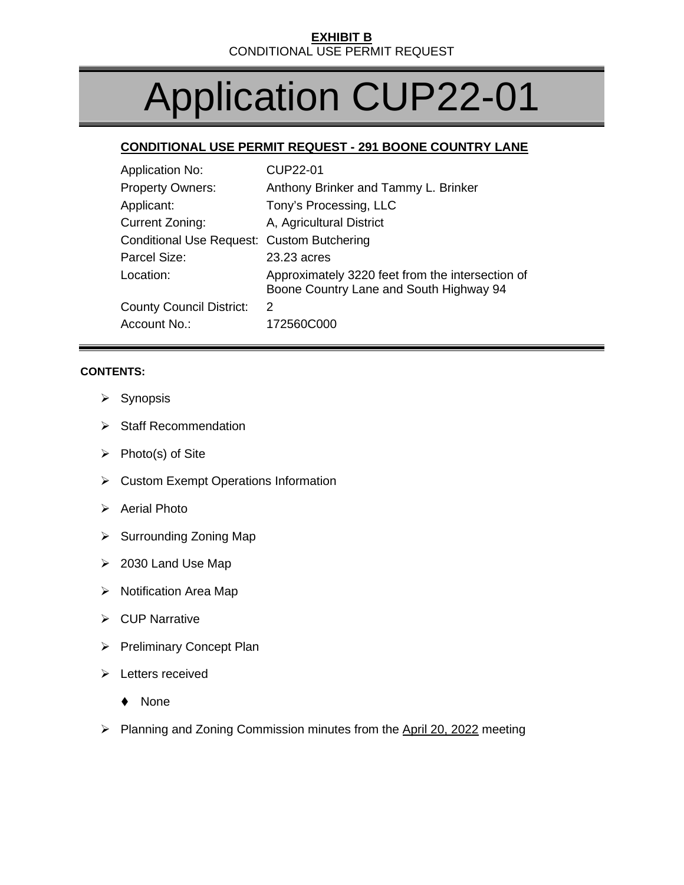**EXHIBIT B**
CONDITIONAL USE PERMIT REQUEST

# Application CUP22-01

## CONDITIONAL USE PERMIT REQUEST - 291 BOONE COUNTRY LANE

| | |
|---|---|
| Application No: | CUP22-01 |
| Property Owners: | Anthony Brinker and Tammy L. Brinker |
| Applicant: | Tony's Processing, LLC |
| Current Zoning: | A, Agricultural District |
| Conditional Use Request: | Custom Butchering |
| Parcel Size: | 23.23 acres |
| Location: | Approximately 3220 feet from the intersection of Boone Country Lane and South Highway 94 |
| County Council District: | 2 |
| Account No.: | 172560C000 |

**CONTENTS:**

- Synopsis
- Staff Recommendation
- Photo(s) of Site
- Custom Exempt Operations Information
- Aerial Photo
- Surrounding Zoning Map
- 2030 Land Use Map
- Notification Area Map
- CUP Narrative
- Preliminary Concept Plan
- Letters received
  - None
- Planning and Zoning Commission minutes from the April 20, 2022 meeting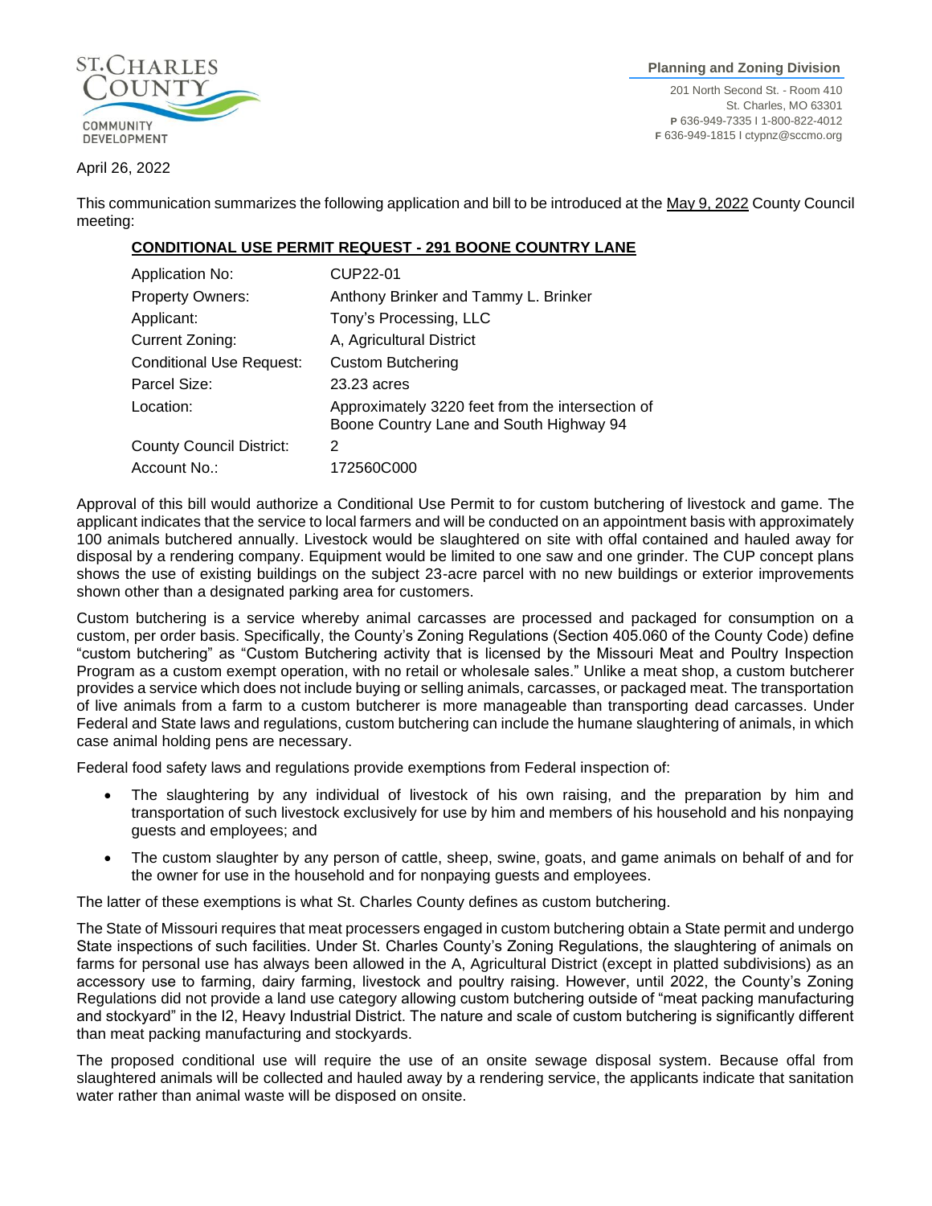**Planning and Zoning Division**

201 North Second St. - Room 410
St. Charles, MO 63301
P 636-949-7335 I 1-800-822-4012
F 636-949-1815 I ctypnz@sccmo.org

April 26, 2022

This communication summarizes the following application and bill to be introduced at the May 9, 2022 County Council meeting:

## CONDITIONAL USE PERMIT REQUEST - 291 BOONE COUNTRY LANE

| | |
|---|---|
| Application No: | CUP22-01 |
| Property Owners: | Anthony Brinker and Tammy L. Brinker |
| Applicant: | Tony's Processing, LLC |
| Current Zoning: | A, Agricultural District |
| Conditional Use Request: | Custom Butchering |
| Parcel Size: | 23.23 acres |
| Location: | Approximately 3220 feet from the intersection of Boone Country Lane and South Highway 94 |
| County Council District: | 2 |
| Account No.: | 172560C000 |

Approval of this bill would authorize a Conditional Use Permit to for custom butchering of livestock and game. The applicant indicates that the service to local farmers and will be conducted on an appointment basis with approximately 100 animals butchered annually. Livestock would be slaughtered on site with offal contained and hauled away for disposal by a rendering company. Equipment would be limited to one saw and one grinder. The CUP concept plans shows the use of existing buildings on the subject 23-acre parcel with no new buildings or exterior improvements shown other than a designated parking area for customers.

Custom butchering is a service whereby animal carcasses are processed and packaged for consumption on a custom, per order basis. Specifically, the County's Zoning Regulations (Section 405.060 of the County Code) define "custom butchering" as "Custom Butchering activity that is licensed by the Missouri Meat and Poultry Inspection Program as a custom exempt operation, with no retail or wholesale sales." Unlike a meat shop, a custom butcherer provides a service which does not include buying or selling animals, carcasses, or packaged meat. The transportation of live animals from a farm to a custom butcherer is more manageable than transporting dead carcasses. Under Federal and State laws and regulations, custom butchering can include the humane slaughtering of animals, in which case animal holding pens are necessary.

Federal food safety laws and regulations provide exemptions from Federal inspection of:

- The slaughtering by any individual of livestock of his own raising, and the preparation by him and transportation of such livestock exclusively for use by him and members of his household and his nonpaying guests and employees; and
- The custom slaughter by any person of cattle, sheep, swine, goats, and game animals on behalf of and for the owner for use in the household and for nonpaying guests and employees.

The latter of these exemptions is what St. Charles County defines as custom butchering.

The State of Missouri requires that meat processers engaged in custom butchering obtain a State permit and undergo State inspections of such facilities. Under St. Charles County's Zoning Regulations, the slaughtering of animals on farms for personal use has always been allowed in the A, Agricultural District (except in platted subdivisions) as an accessory use to farming, dairy farming, livestock and poultry raising. However, until 2022, the County's Zoning Regulations did not provide a land use category allowing custom butchering outside of "meat packing manufacturing and stockyard" in the I2, Heavy Industrial District. The nature and scale of custom butchering is significantly different than meat packing manufacturing and stockyards.

The proposed conditional use will require the use of an onsite sewage disposal system. Because offal from slaughtered animals will be collected and hauled away by a rendering service, the applicants indicate that sanitation water rather than animal waste will be disposed on onsite.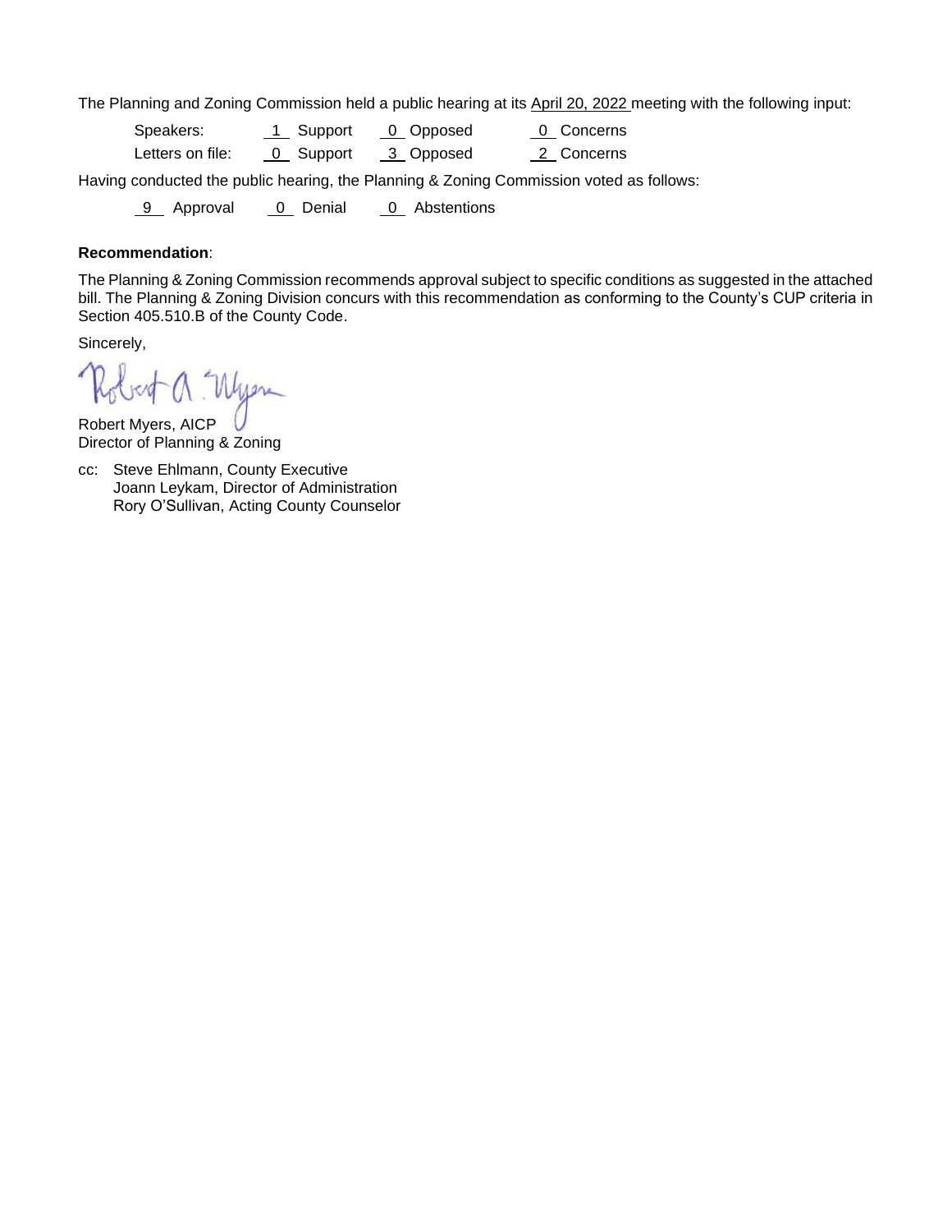The Planning and Zoning Commission held a public hearing at its April 20, 2022 meeting with the following input:

| | | | |
|---|---|---|---|
| Speakers: | 1 Support | 0 Opposed | 0 Concerns |
| Letters on file: | 0 Support | 3 Opposed | 2 Concerns |

Having conducted the public hearing, the Planning & Zoning Commission voted as follows:

9 Approval    0 Denial    0 Abstentions

**Recommendation**:

The Planning & Zoning Commission recommends approval subject to specific conditions as suggested in the attached bill. The Planning & Zoning Division concurs with this recommendation as conforming to the County's CUP criteria in Section 405.510.B of the County Code.

Sincerely,

Robert Myers, AICP
Director of Planning & Zoning

cc: Steve Ehlmann, County Executive
Joann Leykam, Director of Administration
Rory O'Sullivan, Acting County Counselor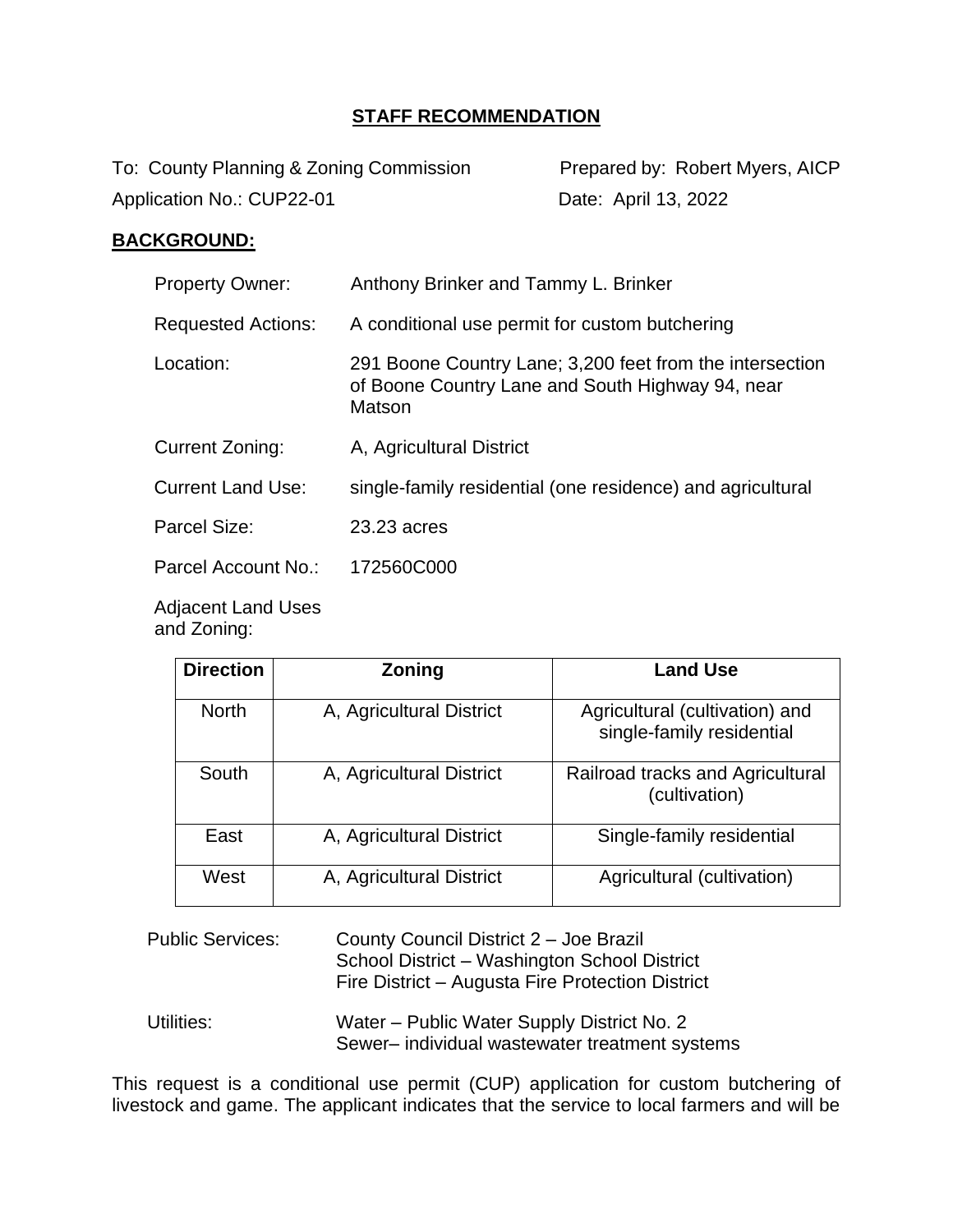## STAFF RECOMMENDATION

To: County Planning & Zoning Commission    Prepared by: Robert Myers, AICP

Application No.: CUP22-01    Date: April 13, 2022

**BACKGROUND:**

Property Owner: Anthony Brinker and Tammy L. Brinker

Requested Actions: A conditional use permit for custom butchering

Location: 291 Boone Country Lane; 3,200 feet from the intersection of Boone Country Lane and South Highway 94, near Matson

Current Zoning: A, Agricultural District

Current Land Use: single-family residential (one residence) and agricultural

Parcel Size: 23.23 acres

Parcel Account No.: 172560C000

Adjacent Land Uses and Zoning:

| Direction | Zoning | Land Use |
|---|---|---|
| North | A, Agricultural District | Agricultural (cultivation) and single-family residential |
| South | A, Agricultural District | Railroad tracks and Agricultural (cultivation) |
| East | A, Agricultural District | Single-family residential |
| West | A, Agricultural District | Agricultural (cultivation) |

Public Services: County Council District 2 – Joe Brazil
School District – Washington School District
Fire District – Augusta Fire Protection District

Utilities: Water – Public Water Supply District No. 2
Sewer– individual wastewater treatment systems

This request is a conditional use permit (CUP) application for custom butchering of livestock and game. The applicant indicates that the service to local farmers and will be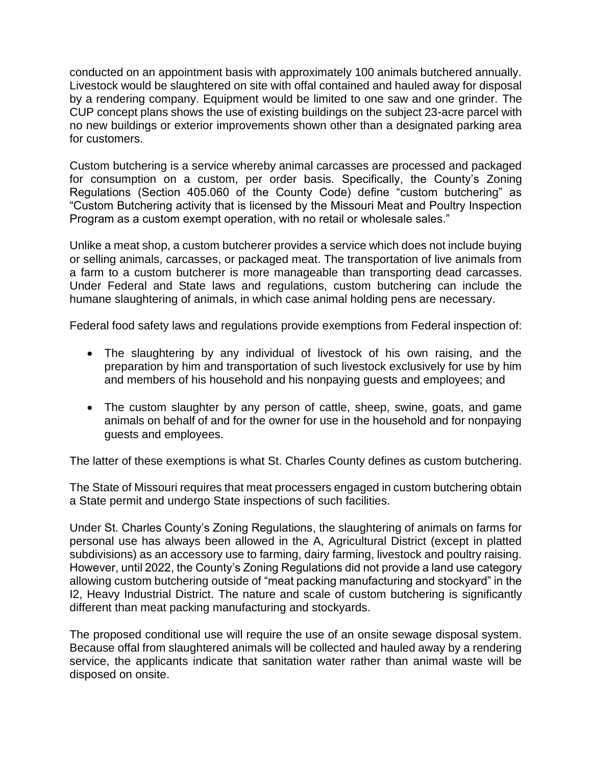conducted on an appointment basis with approximately 100 animals butchered annually. Livestock would be slaughtered on site with offal contained and hauled away for disposal by a rendering company. Equipment would be limited to one saw and one grinder. The CUP concept plans shows the use of existing buildings on the subject 23-acre parcel with no new buildings or exterior improvements shown other than a designated parking area for customers.

Custom butchering is a service whereby animal carcasses are processed and packaged for consumption on a custom, per order basis. Specifically, the County's Zoning Regulations (Section 405.060 of the County Code) define "custom butchering" as "Custom Butchering activity that is licensed by the Missouri Meat and Poultry Inspection Program as a custom exempt operation, with no retail or wholesale sales."

Unlike a meat shop, a custom butcherer provides a service which does not include buying or selling animals, carcasses, or packaged meat. The transportation of live animals from a farm to a custom butcherer is more manageable than transporting dead carcasses. Under Federal and State laws and regulations, custom butchering can include the humane slaughtering of animals, in which case animal holding pens are necessary.

Federal food safety laws and regulations provide exemptions from Federal inspection of:

- The slaughtering by any individual of livestock of his own raising, and the preparation by him and transportation of such livestock exclusively for use by him and members of his household and his nonpaying guests and employees; and

- The custom slaughter by any person of cattle, sheep, swine, goats, and game animals on behalf of and for the owner for use in the household and for nonpaying guests and employees.

The latter of these exemptions is what St. Charles County defines as custom butchering.

The State of Missouri requires that meat processers engaged in custom butchering obtain a State permit and undergo State inspections of such facilities.

Under St. Charles County's Zoning Regulations, the slaughtering of animals on farms for personal use has always been allowed in the A, Agricultural District (except in platted subdivisions) as an accessory use to farming, dairy farming, livestock and poultry raising. However, until 2022, the County's Zoning Regulations did not provide a land use category allowing custom butchering outside of "meat packing manufacturing and stockyard" in the I2, Heavy Industrial District. The nature and scale of custom butchering is significantly different than meat packing manufacturing and stockyards.

The proposed conditional use will require the use of an onsite sewage disposal system. Because offal from slaughtered animals will be collected and hauled away by a rendering service, the applicants indicate that sanitation water rather than animal waste will be disposed on onsite.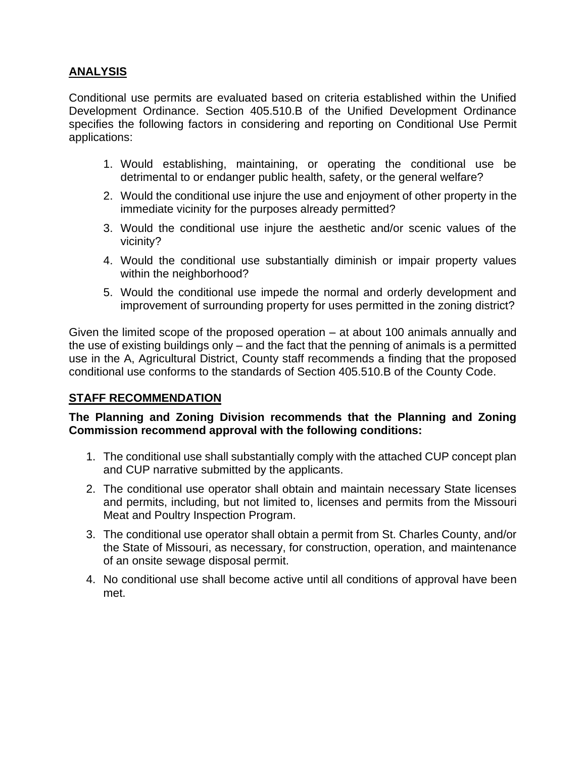## ANALYSIS

Conditional use permits are evaluated based on criteria established within the Unified Development Ordinance. Section 405.510.B of the Unified Development Ordinance specifies the following factors in considering and reporting on Conditional Use Permit applications:

1. Would establishing, maintaining, or operating the conditional use be detrimental to or endanger public health, safety, or the general welfare?
2. Would the conditional use injure the use and enjoyment of other property in the immediate vicinity for the purposes already permitted?
3. Would the conditional use injure the aesthetic and/or scenic values of the vicinity?
4. Would the conditional use substantially diminish or impair property values within the neighborhood?
5. Would the conditional use impede the normal and orderly development and improvement of surrounding property for uses permitted in the zoning district?

Given the limited scope of the proposed operation – at about 100 animals annually and the use of existing buildings only – and the fact that the penning of animals is a permitted use in the A, Agricultural District, County staff recommends a finding that the proposed conditional use conforms to the standards of Section 405.510.B of the County Code.

## STAFF RECOMMENDATION

**The Planning and Zoning Division recommends that the Planning and Zoning Commission recommend approval with the following conditions:**

1. The conditional use shall substantially comply with the attached CUP concept plan and CUP narrative submitted by the applicants.
2. The conditional use operator shall obtain and maintain necessary State licenses and permits, including, but not limited to, licenses and permits from the Missouri Meat and Poultry Inspection Program.
3. The conditional use operator shall obtain a permit from St. Charles County, and/or the State of Missouri, as necessary, for construction, operation, and maintenance of an onsite sewage disposal permit.
4. No conditional use shall become active until all conditions of approval have been met.